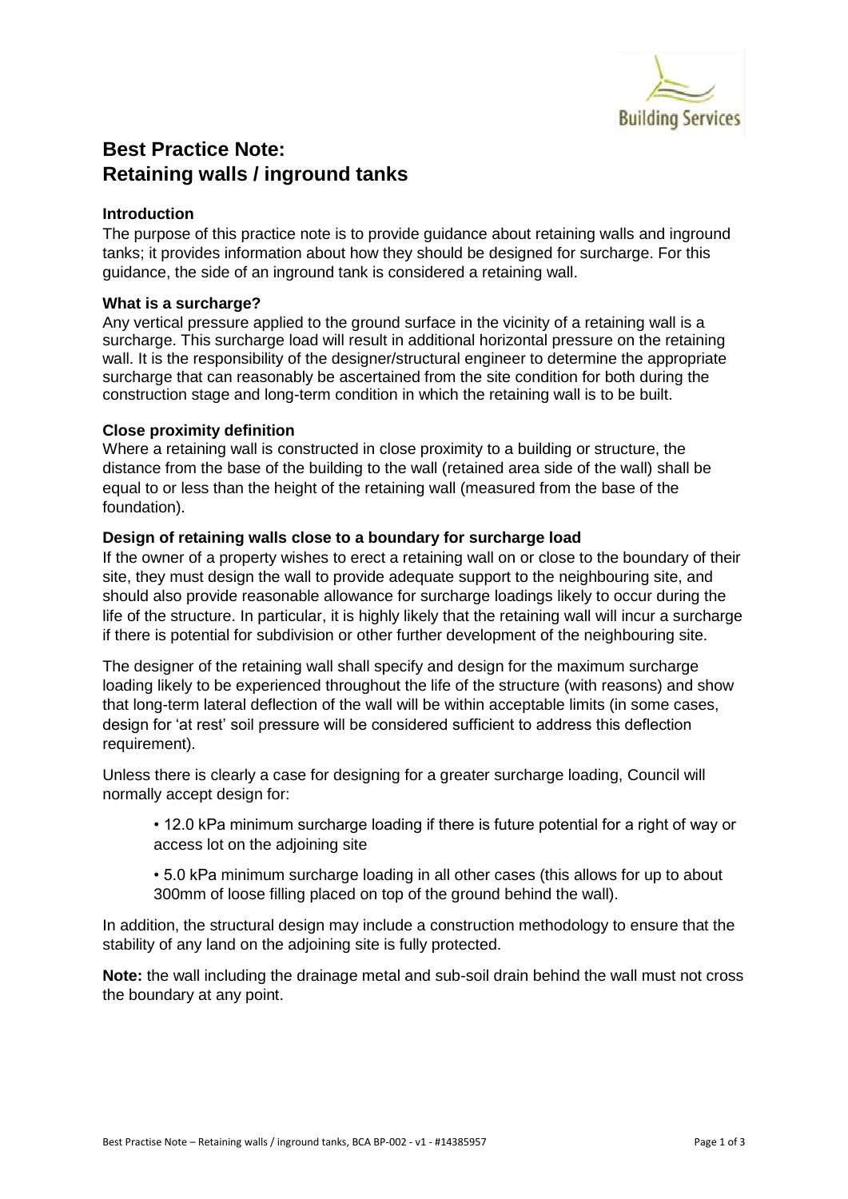# Best Practice Note: Retaining walls / inground tanks

### Introduction

The purpose of this practice note is to provide guidance about retaining walls and inground tanks; it provides information about how they should be designed for surcharge. For this guidance, the side of an inground tank is considered a retaining wall.

### What is a surcharge?

Any vertical pressure applied to the ground surface in the vicinity of a retaining wall is a surcharge. This surcharge load will result in additional horizontal pressure on the retaining wall. It is the responsibility of the designer/structural engineer to determine the appropriate surcharge that can reasonably be ascertained from the site condition for both during the construction stage and long-term condition in which the retaining wall is to be built.

### Close proximity definition

Where a retaining wall is constructed in close proximity to a building or structure, the distance from the base of the building to the wall (retained area side of the wall) shall be equal to or less than the height of the retaining wall (measured from the base of the foundation).

### Design of retaining walls close to a boundary for surcharge load

If the owner of a property wishes to erect a retaining wall on or close to the boundary of their site, they must design the wall to provide adequate support to the neighbouring site, and should also provide reasonable allowance for surcharge loadings likely to occur during the life of the structure. In particular, it is highly likely that the retaining wall will incur a surcharge if there is potential for subdivision or other further development of the neighbouring site.

The designer of the retaining wall shall specify and design for the maximum surcharge loading likely to be experienced throughout the life of the structure (with reasons) and show that long-term lateral deflection of the wall will be within acceptable limits (in some cases, design for 'at rest' soil pressure will be considered sufficient to address this deflection requirement).

Unless there is clearly a case for designing for a greater surcharge loading, Council will normally accept design for:

- 12.0 kPa minimum surcharge loading if there is future potential for a right of way or access lot on the adjoining site
- 5.0 kPa minimum surcharge loading in all other cases (this allows for up to about 300mm of loose filling placed on top of the ground behind the wall).

In addition, the structural design may include a construction methodology to ensure that the stability of any land on the adjoining site is fully protected.

**Note:** the wall including the drainage metal and sub-soil drain behind the wall must not cross the boundary at any point.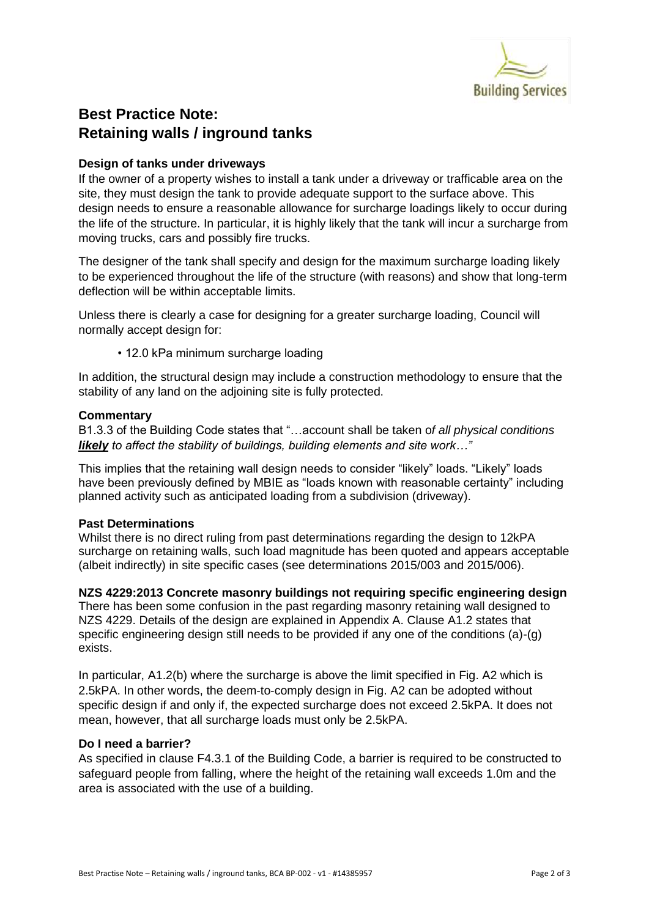# Best Practice Note: Retaining walls / inground tanks

### Design of tanks under driveways

If the owner of a property wishes to install a tank under a driveway or trafficable area on the site, they must design the tank to provide adequate support to the surface above. This design needs to ensure a reasonable allowance for surcharge loadings likely to occur during the life of the structure. In particular, it is highly likely that the tank will incur a surcharge from moving trucks, cars and possibly fire trucks.

The designer of the tank shall specify and design for the maximum surcharge loading likely to be experienced throughout the life of the structure (with reasons) and show that long-term deflection will be within acceptable limits.

Unless there is clearly a case for designing for a greater surcharge loading, Council will normally accept design for:

- 12.0 kPa minimum surcharge loading

In addition, the structural design may include a construction methodology to ensure that the stability of any land on the adjoining site is fully protected.

### Commentary

B1.3.3 of the Building Code states that "…account shall be taken o*f all physical conditions **likely** to affect the stability of buildings, building elements and site work…"*

This implies that the retaining wall design needs to consider "likely" loads. "Likely" loads have been previously defined by MBIE as "loads known with reasonable certainty" including planned activity such as anticipated loading from a subdivision (driveway).

### Past Determinations

Whilst there is no direct ruling from past determinations regarding the design to 12kPA surcharge on retaining walls, such load magnitude has been quoted and appears acceptable (albeit indirectly) in site specific cases (see determinations 2015/003 and 2015/006).

### NZS 4229:2013 Concrete masonry buildings not requiring specific engineering design

There has been some confusion in the past regarding masonry retaining wall designed to NZS 4229. Details of the design are explained in Appendix A. Clause A1.2 states that specific engineering design still needs to be provided if any one of the conditions (a)-(g) exists.

In particular, A1.2(b) where the surcharge is above the limit specified in Fig. A2 which is 2.5kPA. In other words, the deem-to-comply design in Fig. A2 can be adopted without specific design if and only if, the expected surcharge does not exceed 2.5kPA. It does not mean, however, that all surcharge loads must only be 2.5kPA.

### Do I need a barrier?

As specified in clause F4.3.1 of the Building Code, a barrier is required to be constructed to safeguard people from falling, where the height of the retaining wall exceeds 1.0m and the area is associated with the use of a building.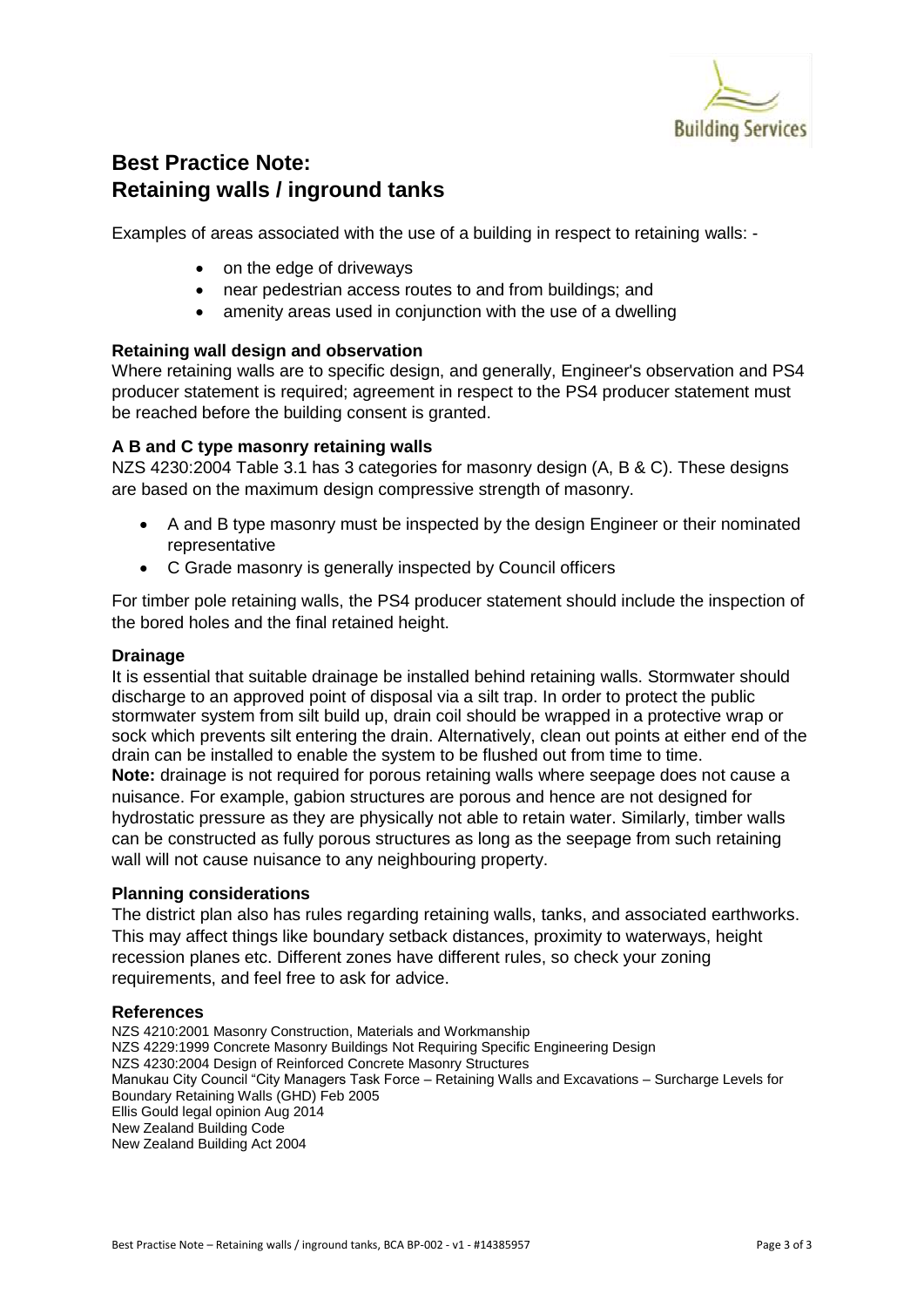# Best Practice Note: Retaining walls / inground tanks

Examples of areas associated with the use of a building in respect to retaining walls: -

- on the edge of driveways
- near pedestrian access routes to and from buildings; and
- amenity areas used in conjunction with the use of a dwelling

### Retaining wall design and observation

Where retaining walls are to specific design, and generally, Engineer's observation and PS4 producer statement is required; agreement in respect to the PS4 producer statement must be reached before the building consent is granted.

### A B and C type masonry retaining walls

NZS 4230:2004 Table 3.1 has 3 categories for masonry design (A, B & C). These designs are based on the maximum design compressive strength of masonry.

- A and B type masonry must be inspected by the design Engineer or their nominated representative
- C Grade masonry is generally inspected by Council officers

For timber pole retaining walls, the PS4 producer statement should include the inspection of the bored holes and the final retained height.

### Drainage

It is essential that suitable drainage be installed behind retaining walls. Stormwater should discharge to an approved point of disposal via a silt trap. In order to protect the public stormwater system from silt build up, drain coil should be wrapped in a protective wrap or sock which prevents silt entering the drain. Alternatively, clean out points at either end of the drain can be installed to enable the system to be flushed out from time to time.

**Note:** drainage is not required for porous retaining walls where seepage does not cause a nuisance. For example, gabion structures are porous and hence are not designed for hydrostatic pressure as they are physically not able to retain water. Similarly, timber walls can be constructed as fully porous structures as long as the seepage from such retaining wall will not cause nuisance to any neighbouring property.

### Planning considerations

The district plan also has rules regarding retaining walls, tanks, and associated earthworks. This may affect things like boundary setback distances, proximity to waterways, height recession planes etc. Different zones have different rules, so check your zoning requirements, and feel free to ask for advice.

### References

NZS 4210:2001 Masonry Construction, Materials and Workmanship
NZS 4229:1999 Concrete Masonry Buildings Not Requiring Specific Engineering Design
NZS 4230:2004 Design of Reinforced Concrete Masonry Structures
Manukau City Council "City Managers Task Force – Retaining Walls and Excavations – Surcharge Levels for Boundary Retaining Walls (GHD) Feb 2005
Ellis Gould legal opinion Aug 2014
New Zealand Building Code
New Zealand Building Act 2004